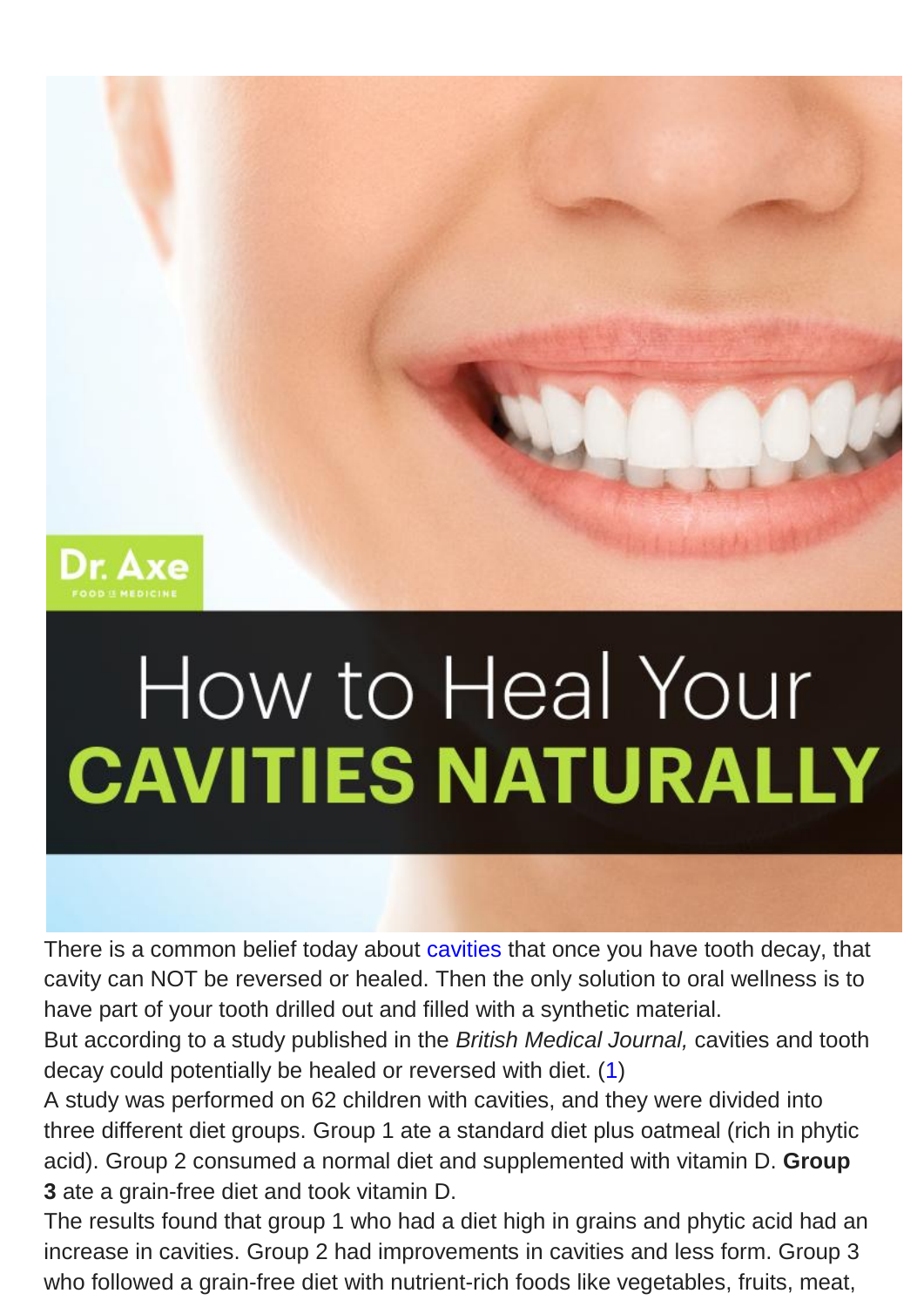Dr. Axe

FOOD IS MEDICINE

# How to Heal Your CAVITIES NATURALLY

There is a common belief today about cavities that once you have tooth decay, that cavity can NOT be reversed or healed. Then the only solution to oral wellness is to have part of your tooth drilled out and filled with a synthetic material.

But according to a study published in the *British Medical Journal,* cavities and tooth decay could potentially be healed or reversed with diet. (1)

A study was performed on 62 children with cavities, and they were divided into three different diet groups. Group 1 ate a standard diet plus oatmeal (rich in phytic acid). Group 2 consumed a normal diet and supplemented with vitamin D. **Group 3** ate a grain-free diet and took vitamin D.

The results found that group 1 who had a diet high in grains and phytic acid had an increase in cavities. Group 2 had improvements in cavities and less form. Group 3 who followed a grain-free diet with nutrient-rich foods like vegetables, fruits, meat,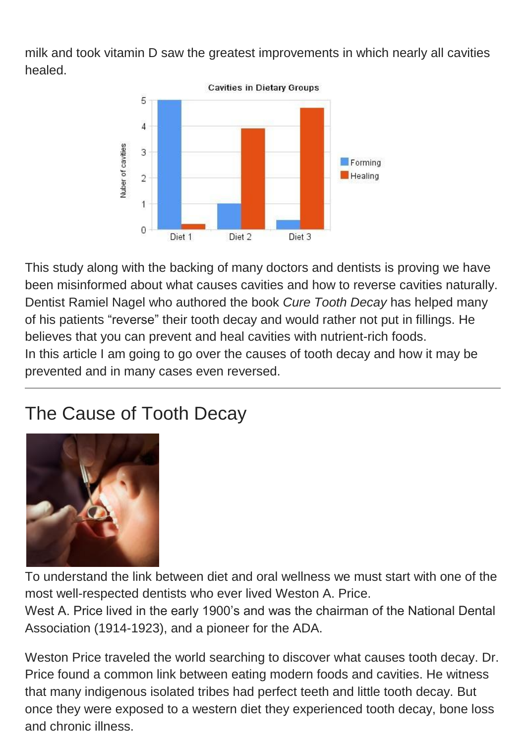milk and took vitamin D saw the greatest improvements in which nearly all cavities healed.

This study along with the backing of many doctors and dentists is proving we have been misinformed about what causes cavities and how to reverse cavities naturally. Dentist Ramiel Nagel who authored the book *Cure Tooth Decay* has helped many of his patients "reverse" their tooth decay and would rather not put in fillings. He believes that you can prevent and heal cavities with nutrient-rich foods.
In this article I am going to go over the causes of tooth decay and how it may be prevented and in many cases even reversed.

---

## The Cause of Tooth Decay

To understand the link between diet and oral wellness we must start with one of the most well-respected dentists who ever lived Weston A. Price.
West A. Price lived in the early 1900's and was the chairman of the National Dental Association (1914-1923), and a pioneer for the ADA.

Weston Price traveled the world searching to discover what causes tooth decay. Dr. Price found a common link between eating modern foods and cavities. He witness that many indigenous isolated tribes had perfect teeth and little tooth decay. But once they were exposed to a western diet they experienced tooth decay, bone loss and chronic illness.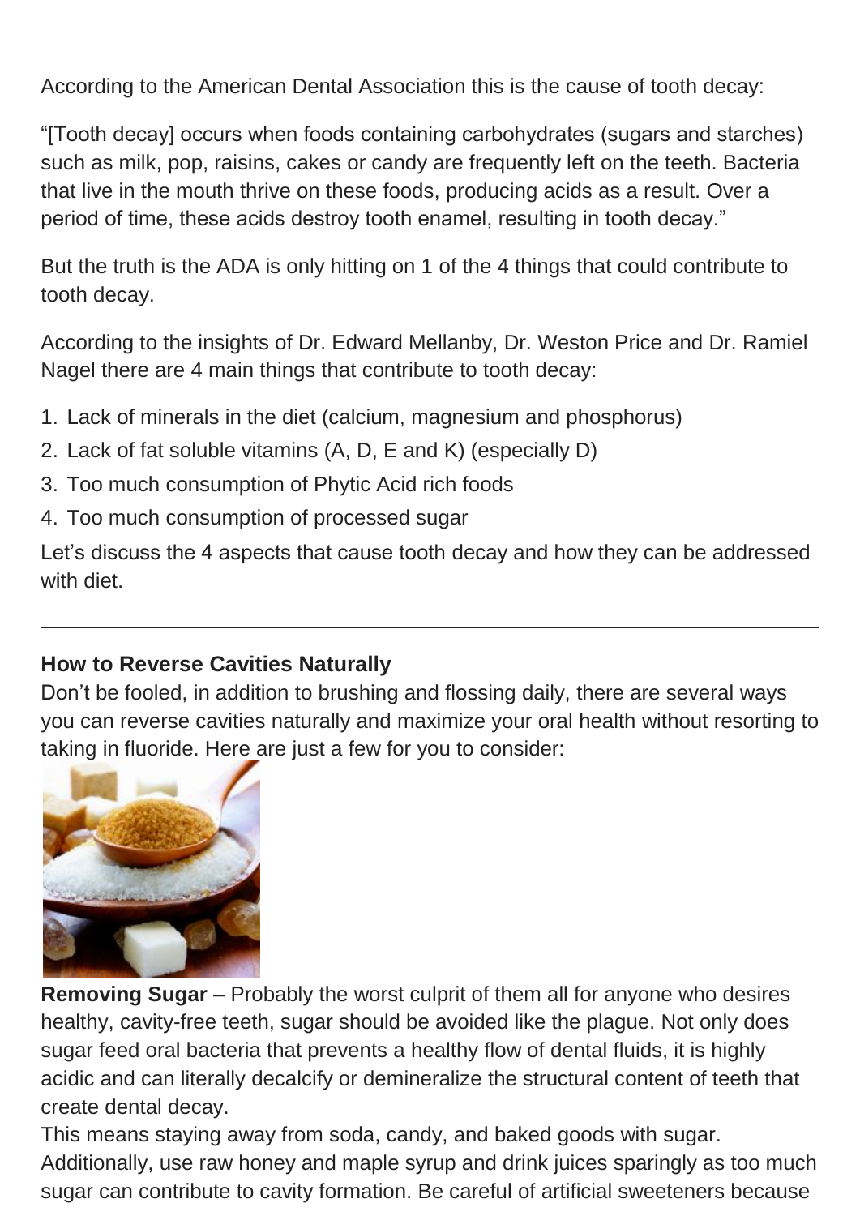According to the American Dental Association this is the cause of tooth decay:

"[Tooth decay] occurs when foods containing carbohydrates (sugars and starches) such as milk, pop, raisins, cakes or candy are frequently left on the teeth. Bacteria that live in the mouth thrive on these foods, producing acids as a result. Over a period of time, these acids destroy tooth enamel, resulting in tooth decay."

But the truth is the ADA is only hitting on 1 of the 4 things that could contribute to tooth decay.

According to the insights of Dr. Edward Mellanby, Dr. Weston Price and Dr. Ramiel Nagel there are 4 main things that contribute to tooth decay:

1. Lack of minerals in the diet (calcium, magnesium and phosphorus)
2. Lack of fat soluble vitamins (A, D, E and K) (especially D)
3. Too much consumption of Phytic Acid rich foods
4. Too much consumption of processed sugar

Let's discuss the 4 aspects that cause tooth decay and how they can be addressed with diet.

---

**How to Reverse Cavities Naturally**

Don't be fooled, in addition to brushing and flossing daily, there are several ways you can reverse cavities naturally and maximize your oral health without resorting to taking in fluoride. Here are just a few for you to consider:

**Removing Sugar** – Probably the worst culprit of them all for anyone who desires healthy, cavity-free teeth, sugar should be avoided like the plague. Not only does sugar feed oral bacteria that prevents a healthy flow of dental fluids, it is highly acidic and can literally decalcify or demineralize the structural content of teeth that create dental decay.

This means staying away from soda, candy, and baked goods with sugar. Additionally, use raw honey and maple syrup and drink juices sparingly as too much sugar can contribute to cavity formation. Be careful of artificial sweeteners because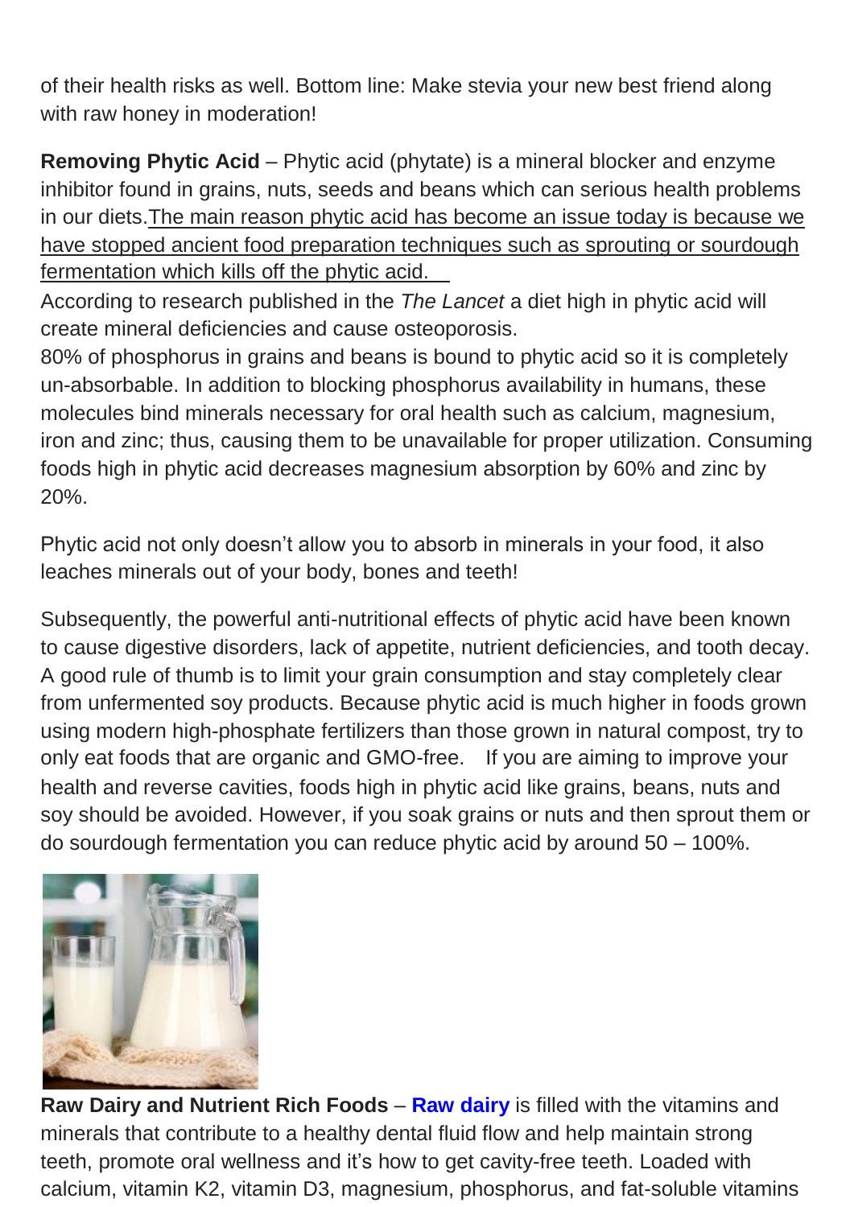of their health risks as well. Bottom line: Make stevia your new best friend along with raw honey in moderation!

**Removing Phytic Acid** – Phytic acid (phytate) is a mineral blocker and enzyme inhibitor found in grains, nuts, seeds and beans which can serious health problems in our diets.<u>The main reason phytic acid has become an issue today is because we have stopped ancient food preparation techniques such as sprouting or sourdough fermentation which kills off the phytic acid.</u>
According to research published in the *The Lancet* a diet high in phytic acid will create mineral deficiencies and cause osteoporosis.
80% of phosphorus in grains and beans is bound to phytic acid so it is completely un-absorbable. In addition to blocking phosphorus availability in humans, these molecules bind minerals necessary for oral health such as calcium, magnesium, iron and zinc; thus, causing them to be unavailable for proper utilization. Consuming foods high in phytic acid decreases magnesium absorption by 60% and zinc by 20%.

Phytic acid not only doesn't allow you to absorb in minerals in your food, it also leaches minerals out of your body, bones and teeth!

Subsequently, the powerful anti-nutritional effects of phytic acid have been known to cause digestive disorders, lack of appetite, nutrient deficiencies, and tooth decay. A good rule of thumb is to limit your grain consumption and stay completely clear from unfermented soy products. Because phytic acid is much higher in foods grown using modern high-phosphate fertilizers than those grown in natural compost, try to only eat foods that are organic and GMO-free. If you are aiming to improve your health and reverse cavities, foods high in phytic acid like grains, beans, nuts and soy should be avoided. However, if you soak grains or nuts and then sprout them or do sourdough fermentation you can reduce phytic acid by around 50 – 100%.

**Raw Dairy and Nutrient Rich Foods** – **Raw dairy** is filled with the vitamins and minerals that contribute to a healthy dental fluid flow and help maintain strong teeth, promote oral wellness and it's how to get cavity-free teeth. Loaded with calcium, vitamin K2, vitamin D3, magnesium, phosphorus, and fat-soluble vitamins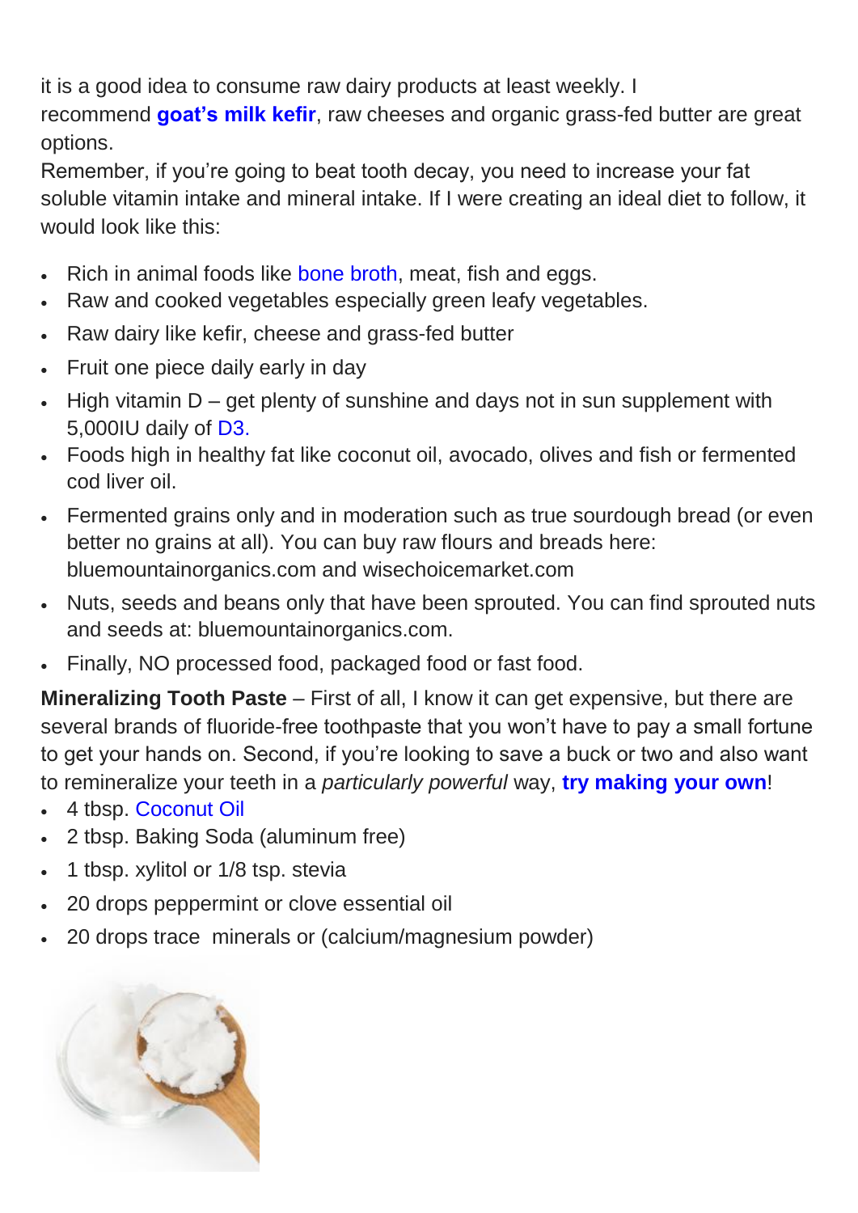it is a good idea to consume raw dairy products at least weekly. I recommend **goat's milk kefir**, raw cheeses and organic grass-fed butter are great options.

Remember, if you're going to beat tooth decay, you need to increase your fat soluble vitamin intake and mineral intake. If I were creating an ideal diet to follow, it would look like this:

- Rich in animal foods like bone broth, meat, fish and eggs.
- Raw and cooked vegetables especially green leafy vegetables.
- Raw dairy like kefir, cheese and grass-fed butter
- Fruit one piece daily early in day
- High vitamin D – get plenty of sunshine and days not in sun supplement with 5,000IU daily of D3.
- Foods high in healthy fat like coconut oil, avocado, olives and fish or fermented cod liver oil.
- Fermented grains only and in moderation such as true sourdough bread (or even better no grains at all). You can buy raw flours and breads here: bluemountainorganics.com and wisechoicemarket.com
- Nuts, seeds and beans only that have been sprouted. You can find sprouted nuts and seeds at: bluemountainorganics.com.
- Finally, NO processed food, packaged food or fast food.

**Mineralizing Tooth Paste** – First of all, I know it can get expensive, but there are several brands of fluoride-free toothpaste that you won't have to pay a small fortune to get your hands on. Second, if you're looking to save a buck or two and also want to remineralize your teeth in a *particularly powerful* way, **try making your own**!

- 4 tbsp. Coconut Oil
- 2 tbsp. Baking Soda (aluminum free)
- 1 tbsp. xylitol or 1/8 tsp. stevia
- 20 drops peppermint or clove essential oil
- 20 drops trace minerals or (calcium/magnesium powder)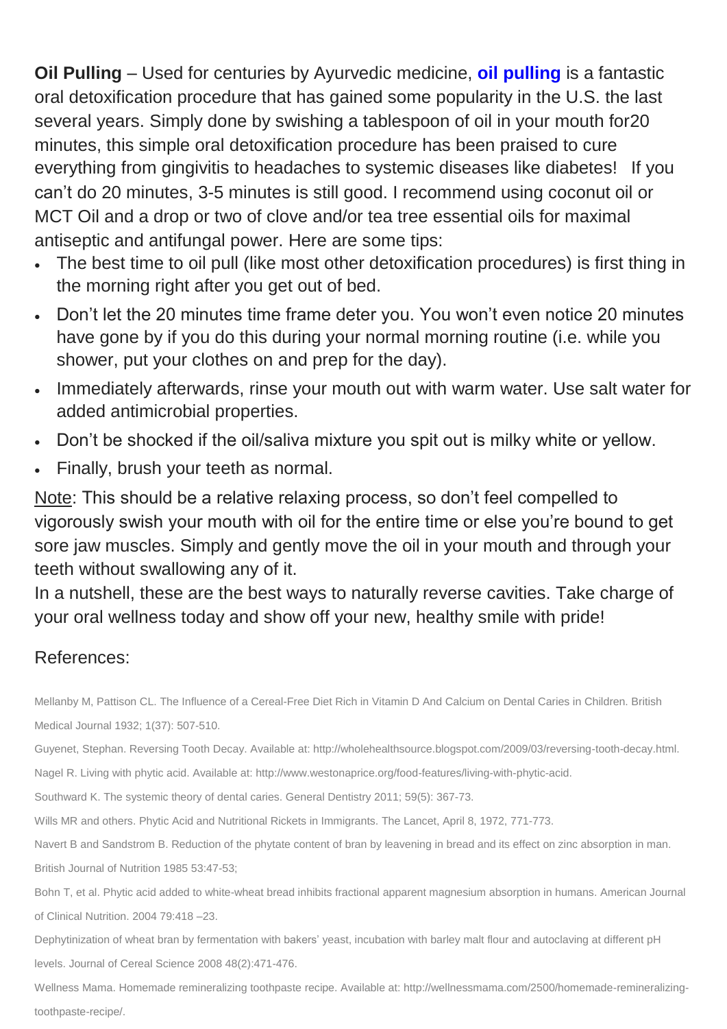**Oil Pulling** – Used for centuries by Ayurvedic medicine, **oil pulling** is a fantastic oral detoxification procedure that has gained some popularity in the U.S. the last several years. Simply done by swishing a tablespoon of oil in your mouth for20 minutes, this simple oral detoxification procedure has been praised to cure everything from gingivitis to headaches to systemic diseases like diabetes! If you can't do 20 minutes, 3-5 minutes is still good. I recommend using coconut oil or MCT Oil and a drop or two of clove and/or tea tree essential oils for maximal antiseptic and antifungal power. Here are some tips:

- The best time to oil pull (like most other detoxification procedures) is first thing in the morning right after you get out of bed.
- Don't let the 20 minutes time frame deter you. You won't even notice 20 minutes have gone by if you do this during your normal morning routine (i.e. while you shower, put your clothes on and prep for the day).
- Immediately afterwards, rinse your mouth out with warm water. Use salt water for added antimicrobial properties.
- Don't be shocked if the oil/saliva mixture you spit out is milky white or yellow.
- Finally, brush your teeth as normal.

Note: This should be a relative relaxing process, so don't feel compelled to vigorously swish your mouth with oil for the entire time or else you're bound to get sore jaw muscles. Simply and gently move the oil in your mouth and through your teeth without swallowing any of it.

In a nutshell, these are the best ways to naturally reverse cavities. Take charge of your oral wellness today and show off your new, healthy smile with pride!

## References:

Mellanby M, Pattison CL. The Influence of a Cereal-Free Diet Rich in Vitamin D And Calcium on Dental Caries in Children. British Medical Journal 1932; 1(37): 507-510.

Guyenet, Stephan. Reversing Tooth Decay. Available at: http://wholehealthsource.blogspot.com/2009/03/reversing-tooth-decay.html.

Nagel R. Living with phytic acid. Available at: http://www.westonaprice.org/food-features/living-with-phytic-acid.

Southward K. The systemic theory of dental caries. General Dentistry 2011; 59(5): 367-73.

Wills MR and others. Phytic Acid and Nutritional Rickets in Immigrants. The Lancet, April 8, 1972, 771-773.

Navert B and Sandstrom B. Reduction of the phytate content of bran by leavening in bread and its effect on zinc absorption in man. British Journal of Nutrition 1985 53:47-53;

Bohn T, et al. Phytic acid added to white-wheat bread inhibits fractional apparent magnesium absorption in humans. American Journal of Clinical Nutrition. 2004 79:418 –23.

Dephytinization of wheat bran by fermentation with bakers' yeast, incubation with barley malt flour and autoclaving at different pH levels. Journal of Cereal Science 2008 48(2):471-476.

Wellness Mama. Homemade remineralizing toothpaste recipe. Available at: http://wellnessmama.com/2500/homemade-remineralizing-toothpaste-recipe/.